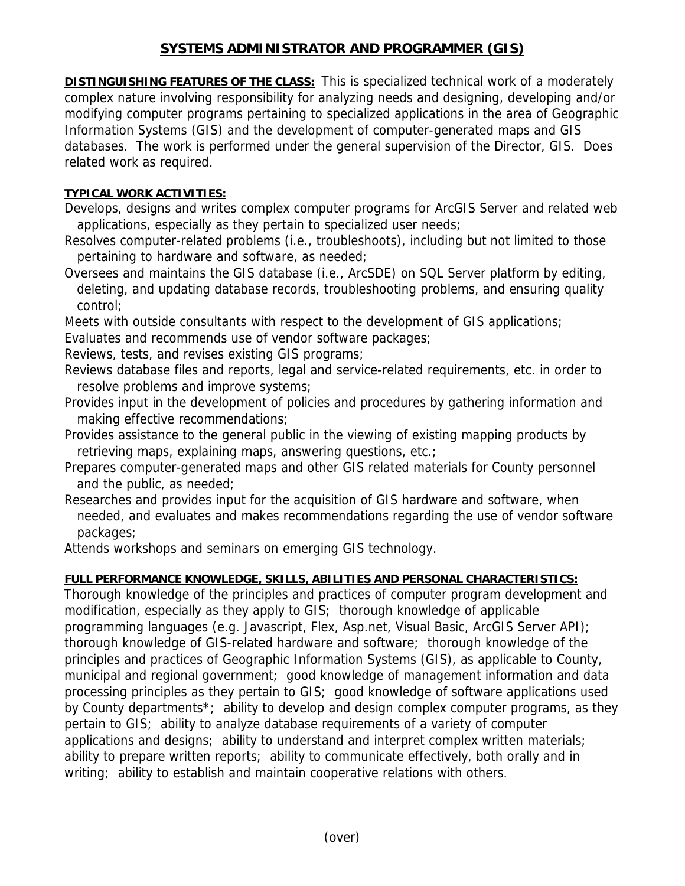# SYSTEMS ADMINISTRATOR AND PROGRAMMER (GIS)

**DISTINGUISHING FEATURES OF THE CLASS:** This is specialized technical work of a moderately complex nature involving responsibility for analyzing needs and designing, developing and/or modifying computer programs pertaining to specialized applications in the area of Geographic Information Systems (GIS) and the development of computer-generated maps and GIS databases. The work is performed under the general supervision of the Director, GIS. Does related work as required.

**TYPICAL WORK ACTIVITIES:**

Develops, designs and writes complex computer programs for ArcGIS Server and related web applications, especially as they pertain to specialized user needs;

Resolves computer-related problems (i.e., troubleshoots), including but not limited to those pertaining to hardware and software, as needed;

Oversees and maintains the GIS database (i.e., ArcSDE) on SQL Server platform by editing, deleting, and updating database records, troubleshooting problems, and ensuring quality control;

Meets with outside consultants with respect to the development of GIS applications;

Evaluates and recommends use of vendor software packages;

Reviews, tests, and revises existing GIS programs;

Reviews database files and reports, legal and service-related requirements, etc. in order to resolve problems and improve systems;

Provides input in the development of policies and procedures by gathering information and making effective recommendations;

Provides assistance to the general public in the viewing of existing mapping products by retrieving maps, explaining maps, answering questions, etc.;

Prepares computer-generated maps and other GIS related materials for County personnel and the public, as needed;

Researches and provides input for the acquisition of GIS hardware and software, when needed, and evaluates and makes recommendations regarding the use of vendor software packages;

Attends workshops and seminars on emerging GIS technology.

**FULL PERFORMANCE KNOWLEDGE, SKILLS, ABILITIES AND PERSONAL CHARACTERISTICS:**

Thorough knowledge of the principles and practices of computer program development and modification, especially as they apply to GIS; thorough knowledge of applicable programming languages (e.g. Javascript, Flex, Asp.net, Visual Basic, ArcGIS Server API); thorough knowledge of GIS-related hardware and software; thorough knowledge of the principles and practices of Geographic Information Systems (GIS), as applicable to County, municipal and regional government; good knowledge of management information and data processing principles as they pertain to GIS; good knowledge of software applications used by County departments*; ability to develop and design complex computer programs, as they pertain to GIS; ability to analyze database requirements of a variety of computer applications and designs; ability to understand and interpret complex written materials; ability to prepare written reports; ability to communicate effectively, both orally and in writing; ability to establish and maintain cooperative relations with others.

(over)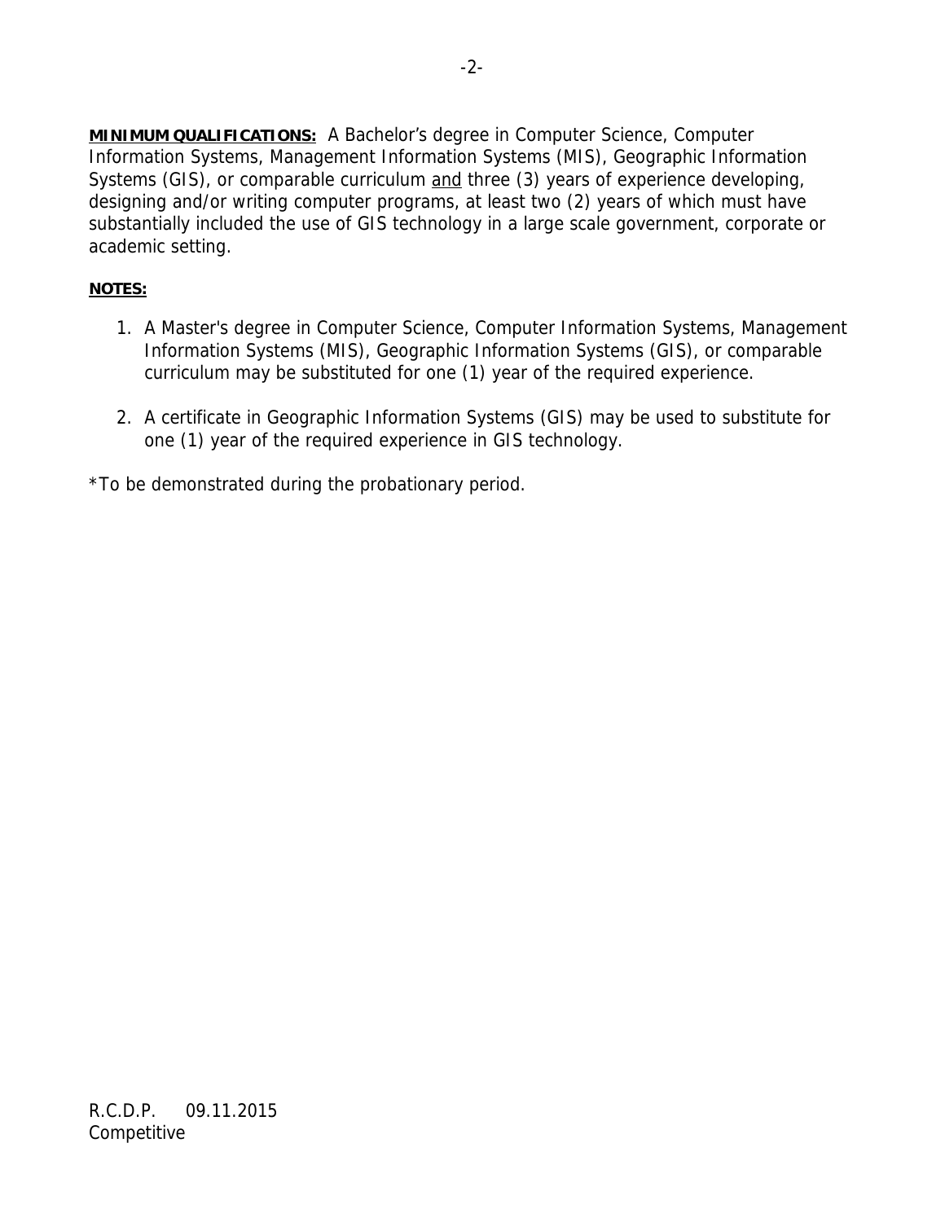**MINIMUM QUALIFICATIONS:** A Bachelor's degree in Computer Science, Computer Information Systems, Management Information Systems (MIS), Geographic Information Systems (GIS), or comparable curriculum and three (3) years of experience developing, designing and/or writing computer programs, at least two (2) years of which must have substantially included the use of GIS technology in a large scale government, corporate or academic setting.

**NOTES:**

1. A Master's degree in Computer Science, Computer Information Systems, Management Information Systems (MIS), Geographic Information Systems (GIS), or comparable curriculum may be substituted for one (1) year of the required experience.

2. A certificate in Geographic Information Systems (GIS) may be used to substitute for one (1) year of the required experience in GIS technology.

*To be demonstrated during the probationary period.

R.C.D.P. 09.11.2015
Competitive